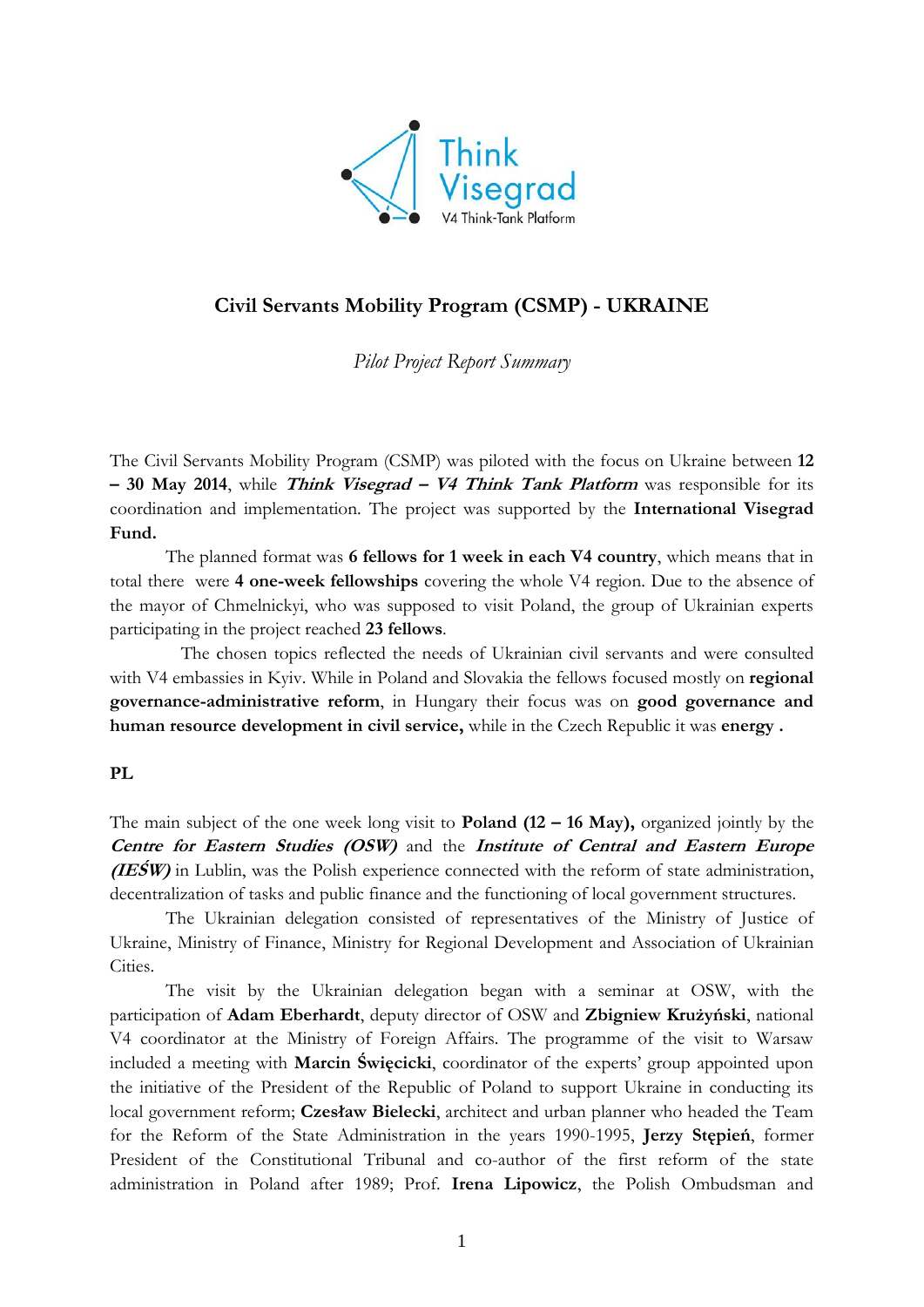Think Visegrad

V4 Think-Tank Platform

# Civil Servants Mobility Program (CSMP) - UKRAINE

*Pilot Project Report Summary*

The Civil Servants Mobility Program (CSMP) was piloted with the focus on Ukraine between **12 – 30 May 2014**, while ***Think Visegrad – V4 Think Tank Platform*** was responsible for its coordination and implementation. The project was supported by the **International Visegrad Fund.**

The planned format was **6 fellows for 1 week in each V4 country**, which means that in total there were **4 one-week fellowships** covering the whole V4 region. Due to the absence of the mayor of Chmelnickyi, who was supposed to visit Poland, the group of Ukrainian experts participating in the project reached **23 fellows**.

The chosen topics reflected the needs of Ukrainian civil servants and were consulted with V4 embassies in Kyiv. While in Poland and Slovakia the fellows focused mostly on **regional governance-administrative reform**, in Hungary their focus was on **good governance and human resource development in civil service,** while in the Czech Republic it was **energy .**

## PL

The main subject of the one week long visit to **Poland (12 – 16 May),** organized jointly by the ***Centre for Eastern Studies (OSW)*** and the ***Institute of Central and Eastern Europe (IEŚW)*** in Lublin, was the Polish experience connected with the reform of state administration, decentralization of tasks and public finance and the functioning of local government structures.

The Ukrainian delegation consisted of representatives of the Ministry of Justice of Ukraine, Ministry of Finance, Ministry for Regional Development and Association of Ukrainian Cities.

The visit by the Ukrainian delegation began with a seminar at OSW, with the participation of **Adam Eberhardt**, deputy director of OSW and **Zbigniew Krużyński**, national V4 coordinator at the Ministry of Foreign Affairs. The programme of the visit to Warsaw included a meeting with **Marcin Święcicki**, coordinator of the experts' group appointed upon the initiative of the President of the Republic of Poland to support Ukraine in conducting its local government reform; **Czesław Bielecki**, architect and urban planner who headed the Team for the Reform of the State Administration in the years 1990-1995, **Jerzy Stępień**, former President of the Constitutional Tribunal and co-author of the first reform of the state administration in Poland after 1989; Prof. **Irena Lipowicz**, the Polish Ombudsman and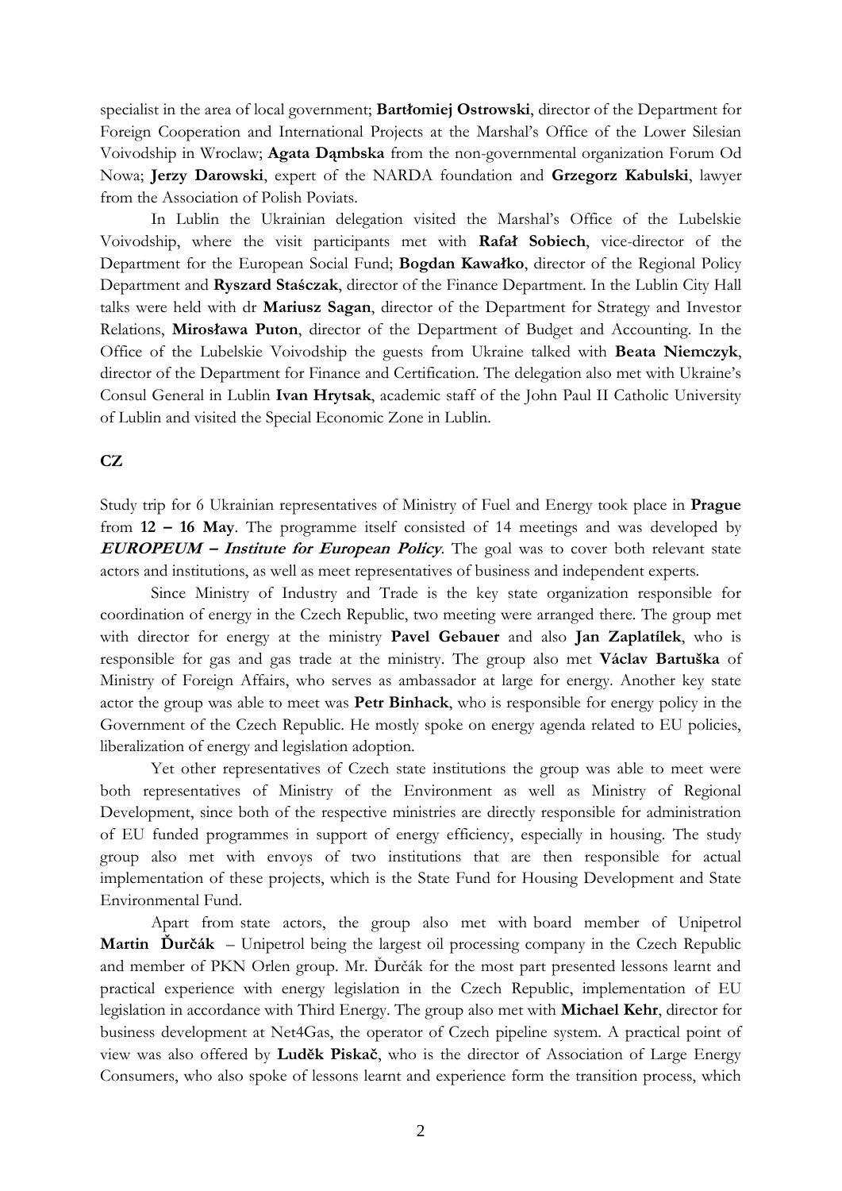specialist in the area of local government; **Bartłomiej Ostrowski**, director of the Department for Foreign Cooperation and International Projects at the Marshal's Office of the Lower Silesian Voivodship in Wroclaw; **Agata Dąmbska** from the non-governmental organization Forum Od Nowa; **Jerzy Darowski**, expert of the NARDA foundation and **Grzegorz Kabulski**, lawyer from the Association of Polish Poviats.

In Lublin the Ukrainian delegation visited the Marshal's Office of the Lubelskie Voivodship, where the visit participants met with **Rafał Sobiech**, vice-director of the Department for the European Social Fund; **Bogdan Kawałko**, director of the Regional Policy Department and **Ryszard Staśczak**, director of the Finance Department. In the Lublin City Hall talks were held with dr **Mariusz Sagan**, director of the Department for Strategy and Investor Relations, **Mirosława Puton**, director of the Department of Budget and Accounting. In the Office of the Lubelskie Voivodship the guests from Ukraine talked with **Beata Niemczyk**, director of the Department for Finance and Certification. The delegation also met with Ukraine's Consul General in Lublin **Ivan Hrytsak**, academic staff of the John Paul II Catholic University of Lublin and visited the Special Economic Zone in Lublin.

**CZ**

Study trip for 6 Ukrainian representatives of Ministry of Fuel and Energy took place in **Prague** from **12 – 16 May**. The programme itself consisted of 14 meetings and was developed by ***EUROPEUM – Institute for European Policy***. The goal was to cover both relevant state actors and institutions, as well as meet representatives of business and independent experts.

Since Ministry of Industry and Trade is the key state organization responsible for coordination of energy in the Czech Republic, two meeting were arranged there. The group met with director for energy at the ministry **Pavel Gebauer** and also **Jan Zaplatílek**, who is responsible for gas and gas trade at the ministry. The group also met **Václav Bartuška** of Ministry of Foreign Affairs, who serves as ambassador at large for energy. Another key state actor the group was able to meet was **Petr Binhack**, who is responsible for energy policy in the Government of the Czech Republic. He mostly spoke on energy agenda related to EU policies, liberalization of energy and legislation adoption.

Yet other representatives of Czech state institutions the group was able to meet were both representatives of Ministry of the Environment as well as Ministry of Regional Development, since both of the respective ministries are directly responsible for administration of EU funded programmes in support of energy efficiency, especially in housing. The study group also met with envoys of two institutions that are then responsible for actual implementation of these projects, which is the State Fund for Housing Development and State Environmental Fund.

Apart from state actors, the group also met with board member of Unipetrol **Martin Ďurčák** – Unipetrol being the largest oil processing company in the Czech Republic and member of PKN Orlen group. Mr. Ďurčák for the most part presented lessons learnt and practical experience with energy legislation in the Czech Republic, implementation of EU legislation in accordance with Third Energy. The group also met with **Michael Kehr**, director for business development at Net4Gas, the operator of Czech pipeline system. A practical point of view was also offered by **Luděk Piskač**, who is the director of Association of Large Energy Consumers, who also spoke of lessons learnt and experience form the transition process, which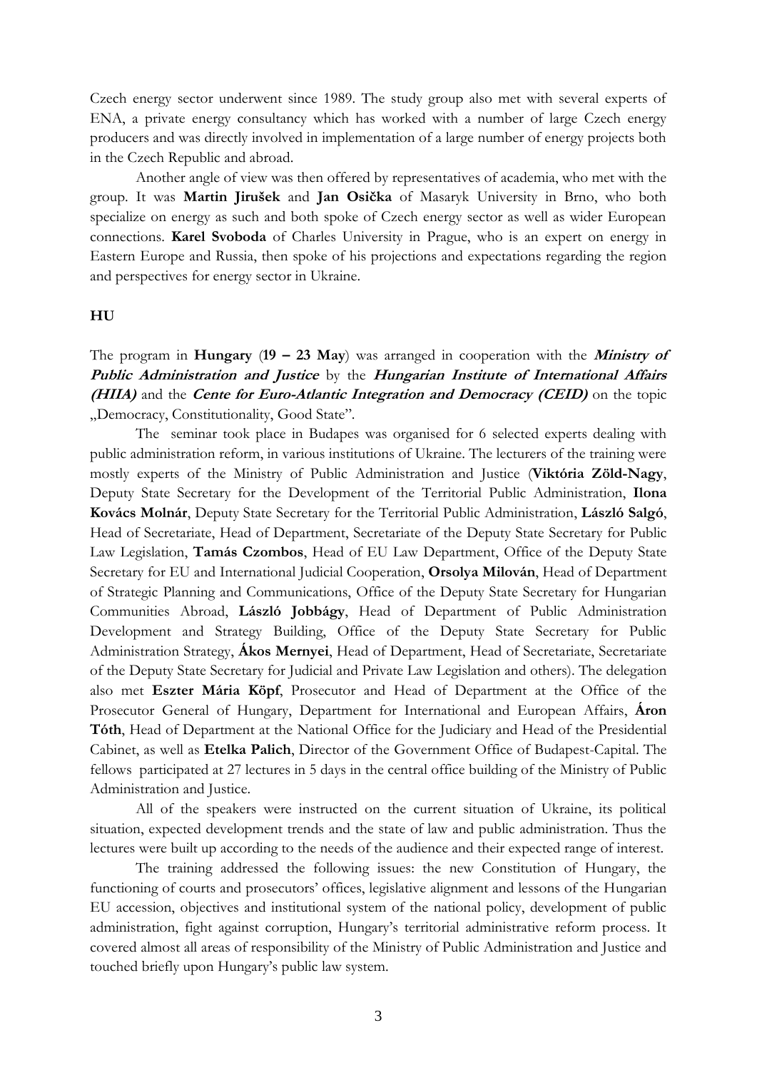Czech energy sector underwent since 1989. The study group also met with several experts of ENA, a private energy consultancy which has worked with a number of large Czech energy producers and was directly involved in implementation of a large number of energy projects both in the Czech Republic and abroad.

Another angle of view was then offered by representatives of academia, who met with the group. It was **Martin Jirušek** and **Jan Osička** of Masaryk University in Brno, who both specialize on energy as such and both spoke of Czech energy sector as well as wider European connections. **Karel Svoboda** of Charles University in Prague, who is an expert on energy in Eastern Europe and Russia, then spoke of his projections and expectations regarding the region and perspectives for energy sector in Ukraine.

**HU**

The program in **Hungary** (**19 – 23 May**) was arranged in cooperation with the ***Ministry of Public Administration and Justice*** by the ***Hungarian Institute of International Affairs (HIIA)*** and the ***Cente for Euro-Atlantic Integration and Democracy (CEID)*** on the topic „Democracy, Constitutionality, Good State".

The seminar took place in Budapes was organised for 6 selected experts dealing with public administration reform, in various institutions of Ukraine. The lecturers of the training were mostly experts of the Ministry of Public Administration and Justice (**Viktória Zöld-Nagy**, Deputy State Secretary for the Development of the Territorial Public Administration, **Ilona Kovács Molnár**, Deputy State Secretary for the Territorial Public Administration, **László Salgó**, Head of Secretariate, Head of Department, Secretariate of the Deputy State Secretary for Public Law Legislation, **Tamás Czombos**, Head of EU Law Department, Office of the Deputy State Secretary for EU and International Judicial Cooperation, **Orsolya Milován**, Head of Department of Strategic Planning and Communications, Office of the Deputy State Secretary for Hungarian Communities Abroad, **László Jobbágy**, Head of Department of Public Administration Development and Strategy Building, Office of the Deputy State Secretary for Public Administration Strategy, **Ákos Mernyei**, Head of Department, Head of Secretariate, Secretariate of the Deputy State Secretary for Judicial and Private Law Legislation and others). The delegation also met **Eszter Mária Köpf**, Prosecutor and Head of Department at the Office of the Prosecutor General of Hungary, Department for International and European Affairs, **Áron Tóth**, Head of Department at the National Office for the Judiciary and Head of the Presidential Cabinet, as well as **Etelka Palich**, Director of the Government Office of Budapest-Capital. The fellows participated at 27 lectures in 5 days in the central office building of the Ministry of Public Administration and Justice.

All of the speakers were instructed on the current situation of Ukraine, its political situation, expected development trends and the state of law and public administration. Thus the lectures were built up according to the needs of the audience and their expected range of interest.

The training addressed the following issues: the new Constitution of Hungary, the functioning of courts and prosecutors' offices, legislative alignment and lessons of the Hungarian EU accession, objectives and institutional system of the national policy, development of public administration, fight against corruption, Hungary's territorial administrative reform process. It covered almost all areas of responsibility of the Ministry of Public Administration and Justice and touched briefly upon Hungary's public law system.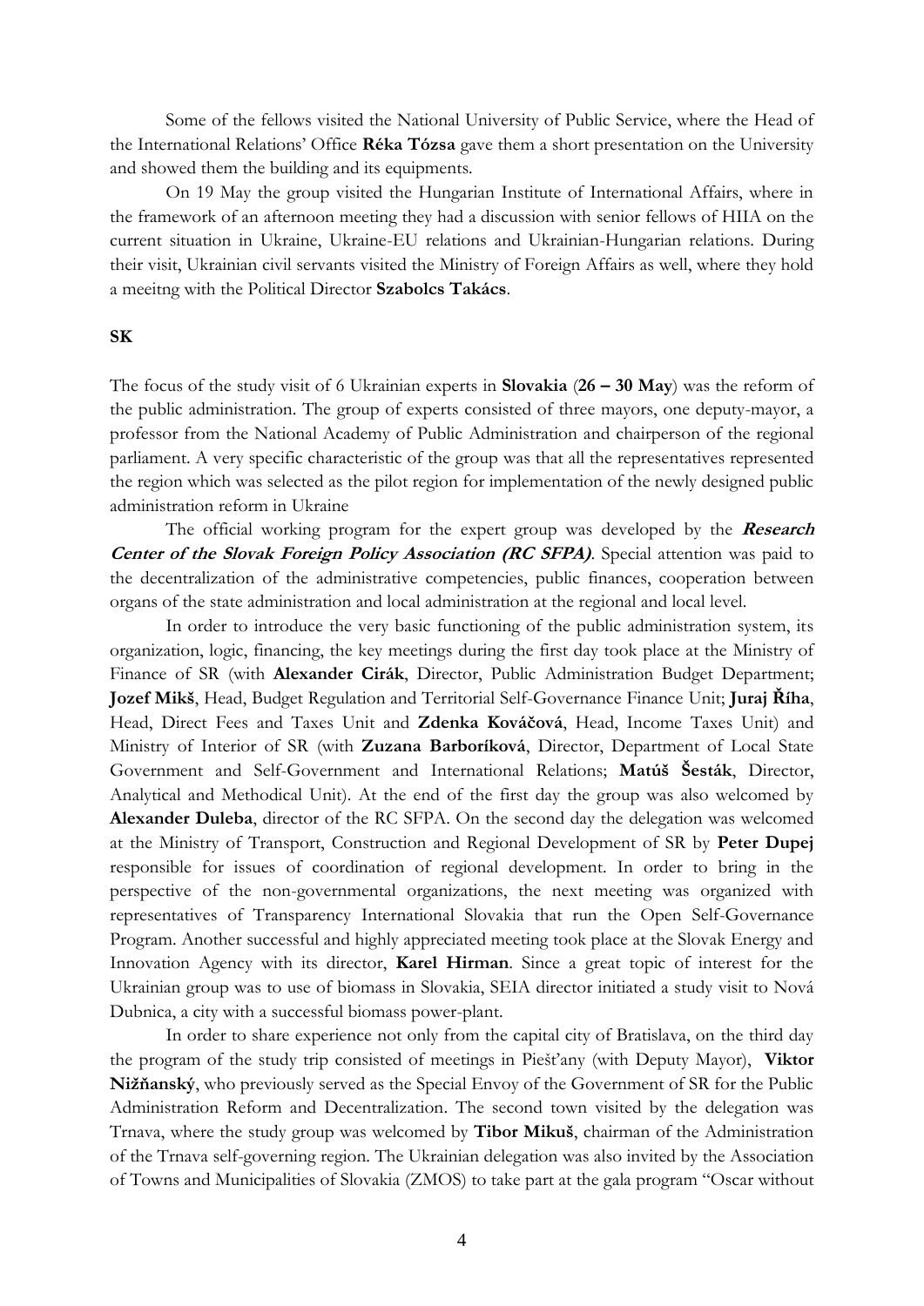Some of the fellows visited the National University of Public Service, where the Head of the International Relations' Office **Réka Tózsa** gave them a short presentation on the University and showed them the building and its equipments.

On 19 May the group visited the Hungarian Institute of International Affairs, where in the framework of an afternoon meeting they had a discussion with senior fellows of HIIA on the current situation in Ukraine, Ukraine-EU relations and Ukrainian-Hungarian relations. During their visit, Ukrainian civil servants visited the Ministry of Foreign Affairs as well, where they hold a meeitng with the Political Director **Szabolcs Takács**.

## SK

The focus of the study visit of 6 Ukrainian experts in **Slovakia** (**26 – 30 May**) was the reform of the public administration. The group of experts consisted of three mayors, one deputy-mayor, a professor from the National Academy of Public Administration and chairperson of the regional parliament. A very specific characteristic of the group was that all the representatives represented the region which was selected as the pilot region for implementation of the newly designed public administration reform in Ukraine

The official working program for the expert group was developed by the ***Research Center of the Slovak Foreign Policy Association (RC SFPA)***. Special attention was paid to the decentralization of the administrative competencies, public finances, cooperation between organs of the state administration and local administration at the regional and local level.

In order to introduce the very basic functioning of the public administration system, its organization, logic, financing, the key meetings during the first day took place at the Ministry of Finance of SR (with **Alexander Cirák**, Director, Public Administration Budget Department; **Jozef Mikš**, Head, Budget Regulation and Territorial Self-Governance Finance Unit; **Juraj Říha**, Head, Direct Fees and Taxes Unit and **Zdenka Kováčová**, Head, Income Taxes Unit) and Ministry of Interior of SR (with **Zuzana Barboríková**, Director, Department of Local State Government and Self-Government and International Relations; **Matúš Šesták**, Director, Analytical and Methodical Unit). At the end of the first day the group was also welcomed by **Alexander Duleba**, director of the RC SFPA. On the second day the delegation was welcomed at the Ministry of Transport, Construction and Regional Development of SR by **Peter Dupej** responsible for issues of coordination of regional development. In order to bring in the perspective of the non-governmental organizations, the next meeting was organized with representatives of Transparency International Slovakia that run the Open Self-Governance Program. Another successful and highly appreciated meeting took place at the Slovak Energy and Innovation Agency with its director, **Karel Hirman**. Since a great topic of interest for the Ukrainian group was to use of biomass in Slovakia, SEIA director initiated a study visit to Nová Dubnica, a city with a successful biomass power-plant.

In order to share experience not only from the capital city of Bratislava, on the third day the program of the study trip consisted of meetings in Piešťany (with Deputy Mayor), **Viktor Nižňanský**, who previously served as the Special Envoy of the Government of SR for the Public Administration Reform and Decentralization. The second town visited by the delegation was Trnava, where the study group was welcomed by **Tibor Mikuš**, chairman of the Administration of the Trnava self-governing region. The Ukrainian delegation was also invited by the Association of Towns and Municipalities of Slovakia (ZMOS) to take part at the gala program "Oscar without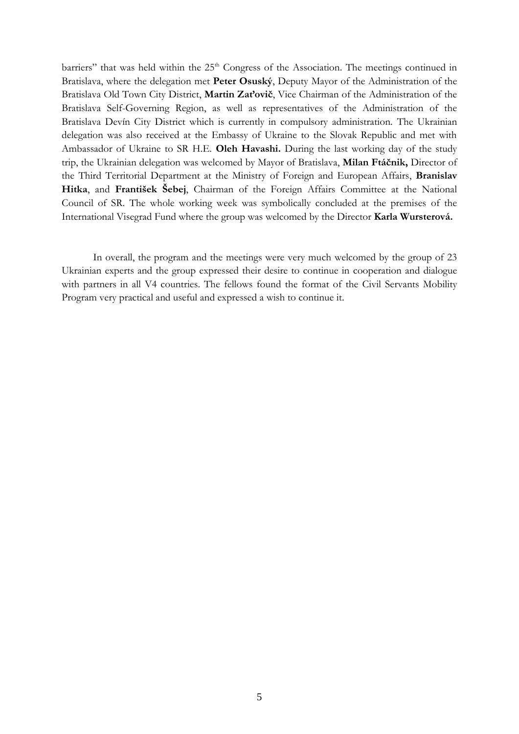barriers" that was held within the 25th Congress of the Association. The meetings continued in Bratislava, where the delegation met **Peter Osuský**, Deputy Mayor of the Administration of the Bratislava Old Town City District, **Martin Zaťovič**, Vice Chairman of the Administration of the Bratislava Self-Governing Region, as well as representatives of the Administration of the Bratislava Devín City District which is currently in compulsory administration. The Ukrainian delegation was also received at the Embassy of Ukraine to the Slovak Republic and met with Ambassador of Ukraine to SR H.E. **Oleh Havashi.** During the last working day of the study trip, the Ukrainian delegation was welcomed by Mayor of Bratislava, **Milan Ftáčnik,** Director of the Third Territorial Department at the Ministry of Foreign and European Affairs, **Branislav Hitka**, and **František Šebej**, Chairman of the Foreign Affairs Committee at the National Council of SR. The whole working week was symbolically concluded at the premises of the International Visegrad Fund where the group was welcomed by the Director **Karla Wursterová.**

In overall, the program and the meetings were very much welcomed by the group of 23 Ukrainian experts and the group expressed their desire to continue in cooperation and dialogue with partners in all V4 countries. The fellows found the format of the Civil Servants Mobility Program very practical and useful and expressed a wish to continue it.